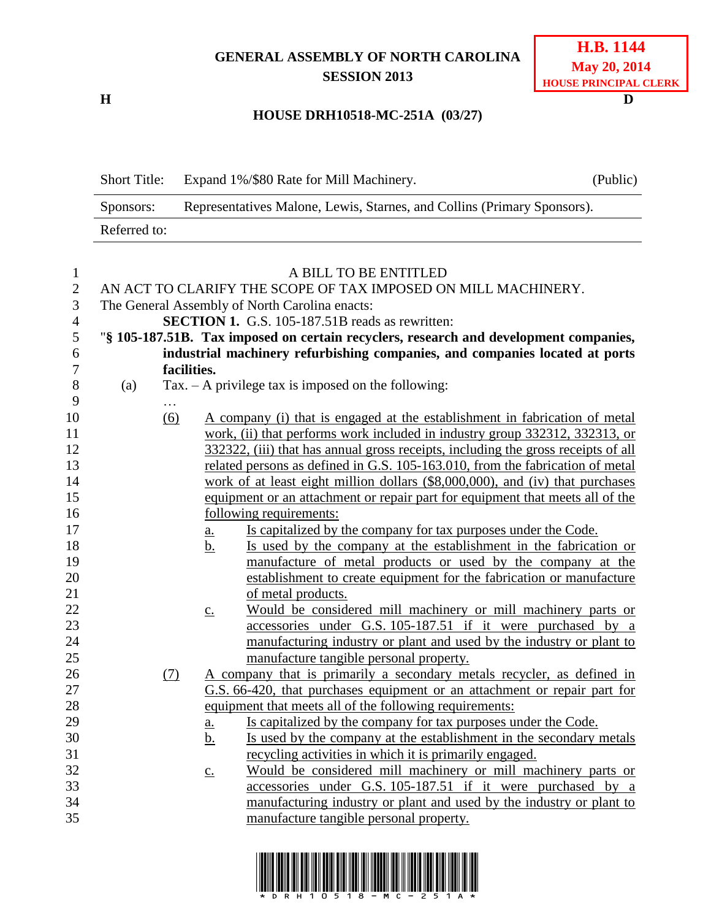**GENERAL ASSEMBLY OF NORTH CAROLINA**
**SESSION 2013**

**H.B. 1144**
**May 20, 2014**
**HOUSE PRINCIPAL CLERK**

**H** **D**

**HOUSE DRH10518-MC-251A (03/27)**

| Short Title: | Expand 1%/$80 Rate for Mill Machinery. | (Public) |
|---|---|---|
| Sponsors: | Representatives Malone, Lewis, Starnes, and Collins (Primary Sponsors). | |
| Referred to: | | |

A BILL TO BE ENTITLED

AN ACT TO CLARIFY THE SCOPE OF TAX IMPOSED ON MILL MACHINERY.

The General Assembly of North Carolina enacts:

**SECTION 1.** G.S. 105-187.51B reads as rewritten:

"**§ 105-187.51B. Tax imposed on certain recyclers, research and development companies, industrial machinery refurbishing companies, and companies located at ports facilities.**

(a) Tax. – A privilege tax is imposed on the following:

…

<u>(6) A company (i) that is engaged at the establishment in fabrication of metal work, (ii) that performs work included in industry group 332312, 332313, or 332322, (iii) that has annual gross receipts, including the gross receipts of all related persons as defined in G.S. 105-163.010, from the fabrication of metal work of at least eight million dollars ($8,000,000), and (iv) that purchases equipment or an attachment or repair part for equipment that meets all of the following requirements:</u>

<u>a. Is capitalized by the company for tax purposes under the Code.</u>

<u>b. Is used by the company at the establishment in the fabrication or manufacture of metal products or used by the company at the establishment to create equipment for the fabrication or manufacture of metal products.</u>

<u>c. Would be considered mill machinery or mill machinery parts or accessories under G.S. 105-187.51 if it were purchased by a manufacturing industry or plant and used by the industry or plant to manufacture tangible personal property.</u>

<u>(7) A company that is primarily a secondary metals recycler, as defined in G.S. 66-420, that purchases equipment or an attachment or repair part for equipment that meets all of the following requirements:</u>

<u>a. Is capitalized by the company for tax purposes under the Code.</u>

<u>b. Is used by the company at the establishment in the secondary metals recycling activities in which it is primarily engaged.</u>

<u>c. Would be considered mill machinery or mill machinery parts or accessories under G.S. 105-187.51 if it were purchased by a manufacturing industry or plant and used by the industry or plant to manufacture tangible personal property.</u>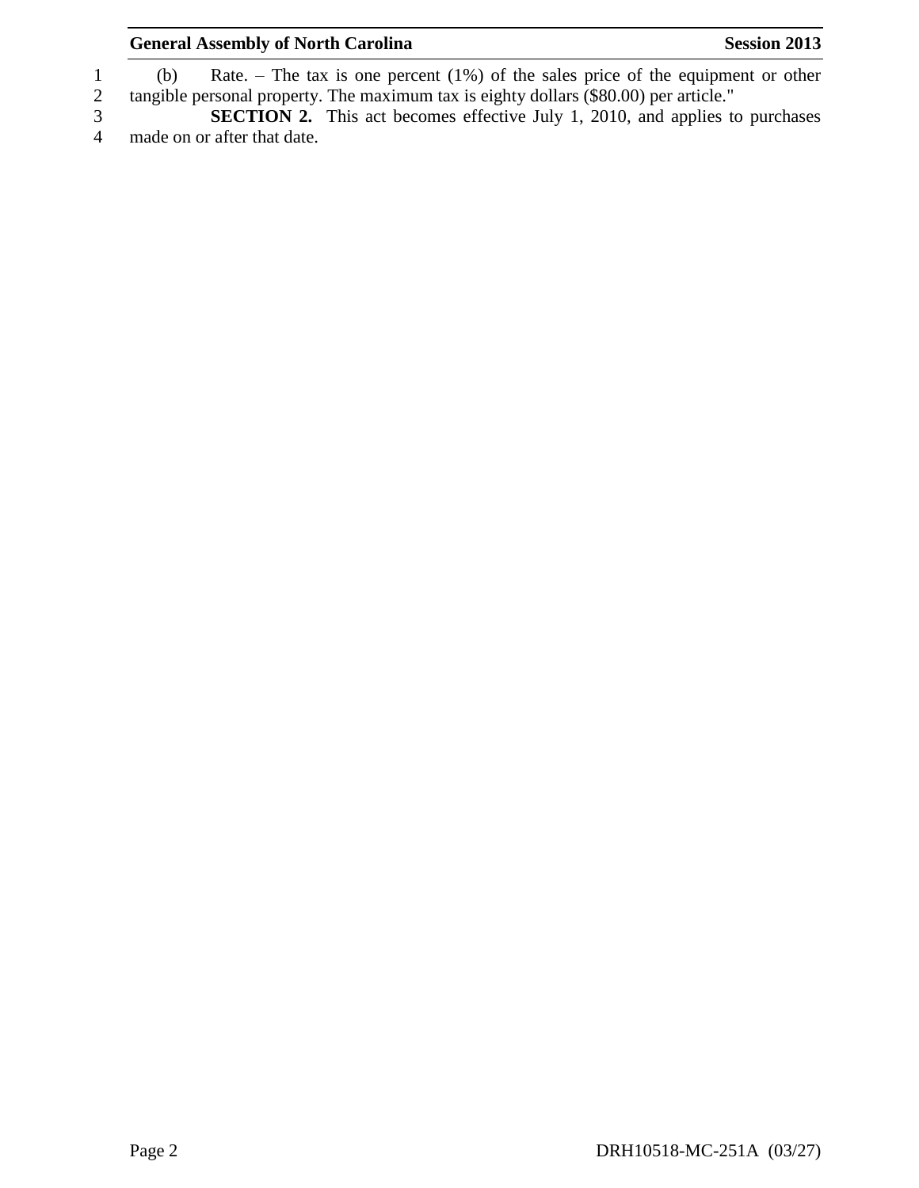(b) Rate. – The tax is one percent (1%) of the sales price of the equipment or other tangible personal property. The maximum tax is eighty dollars ($80.00) per article."

**SECTION 2.** This act becomes effective July 1, 2010, and applies to purchases made on or after that date.